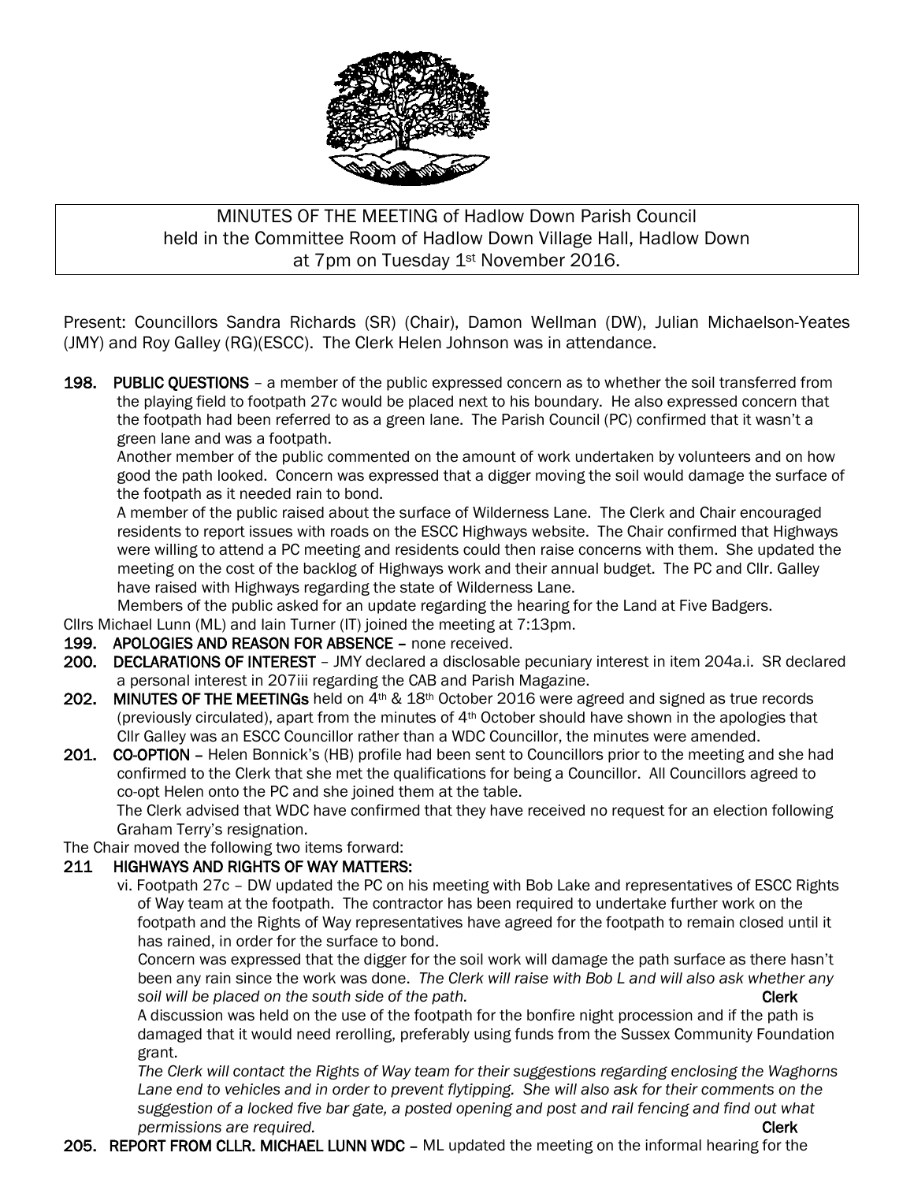MINUTES OF THE MEETING of Hadlow Down Parish Council
held in the Committee Room of Hadlow Down Village Hall, Hadlow Down
at 7pm on Tuesday 1st November 2016.

Present: Councillors Sandra Richards (SR) (Chair), Damon Wellman (DW), Julian Michaelson-Yeates (JMY) and Roy Galley (RG)(ESCC). The Clerk Helen Johnson was in attendance.

**198. PUBLIC QUESTIONS** – a member of the public expressed concern as to whether the soil transferred from the playing field to footpath 27c would be placed next to his boundary. He also expressed concern that the footpath had been referred to as a green lane. The Parish Council (PC) confirmed that it wasn't a green lane and was a footpath.

Another member of the public commented on the amount of work undertaken by volunteers and on how good the path looked. Concern was expressed that a digger moving the soil would damage the surface of the footpath as it needed rain to bond.

A member of the public raised about the surface of Wilderness Lane. The Clerk and Chair encouraged residents to report issues with roads on the ESCC Highways website. The Chair confirmed that Highways were willing to attend a PC meeting and residents could then raise concerns with them. She updated the meeting on the cost of the backlog of Highways work and their annual budget. The PC and Cllr. Galley have raised with Highways regarding the state of Wilderness Lane.

Members of the public asked for an update regarding the hearing for the Land at Five Badgers.

Cllrs Michael Lunn (ML) and Iain Turner (IT) joined the meeting at 7:13pm.

**199. APOLOGIES AND REASON FOR ABSENCE** – none received.

**200. DECLARATIONS OF INTEREST** – JMY declared a disclosable pecuniary interest in item 204a.i. SR declared a personal interest in 207iii regarding the CAB and Parish Magazine.

**202. MINUTES OF THE MEETINGs** held on 4th & 18th October 2016 were agreed and signed as true records (previously circulated), apart from the minutes of 4th October should have shown in the apologies that Cllr Galley was an ESCC Councillor rather than a WDC Councillor, the minutes were amended.

**201. CO-OPTION** – Helen Bonnick's (HB) profile had been sent to Councillors prior to the meeting and she had confirmed to the Clerk that she met the qualifications for being a Councillor. All Councillors agreed to co-opt Helen onto the PC and she joined them at the table.

The Clerk advised that WDC have confirmed that they have received no request for an election following Graham Terry's resignation.

The Chair moved the following two items forward:

**211 HIGHWAYS AND RIGHTS OF WAY MATTERS:**

vi. Footpath 27c – DW updated the PC on his meeting with Bob Lake and representatives of ESCC Rights of Way team at the footpath. The contractor has been required to undertake further work on the footpath and the Rights of Way representatives have agreed for the footpath to remain closed until it has rained, in order for the surface to bond.

Concern was expressed that the digger for the soil work will damage the path surface as there hasn't been any rain since the work was done. *The Clerk will raise with Bob L and will also ask whether any soil will be placed on the south side of the path.* **Clerk**

A discussion was held on the use of the footpath for the bonfire night procession and if the path is damaged that it would need rerolling, preferably using funds from the Sussex Community Foundation grant.

*The Clerk will contact the Rights of Way team for their suggestions regarding enclosing the Waghorns Lane end to vehicles and in order to prevent flytipping. She will also ask for their comments on the suggestion of a locked five bar gate, a posted opening and post and rail fencing and find out what permissions are required.* **Clerk**

**205. REPORT FROM CLLR. MICHAEL LUNN WDC** – ML updated the meeting on the informal hearing for the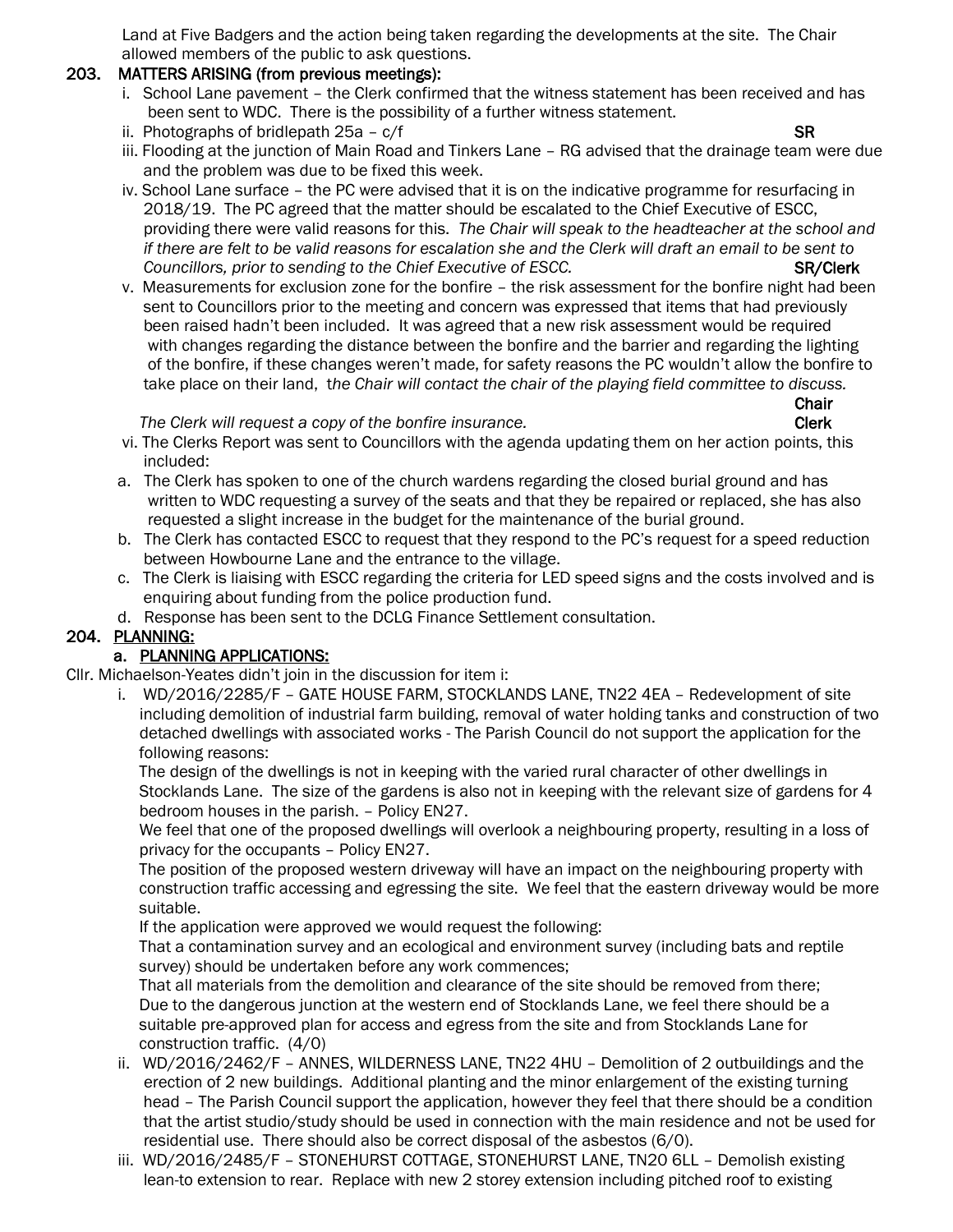Land at Five Badgers and the action being taken regarding the developments at the site. The Chair allowed members of the public to ask questions.

## 203. MATTERS ARISING (from previous meetings):

i. School Lane pavement – the Clerk confirmed that the witness statement has been received and has been sent to WDC. There is the possibility of a further witness statement.

ii. Photographs of bridlepath 25a – c/f **SR**

iii. Flooding at the junction of Main Road and Tinkers Lane – RG advised that the drainage team were due and the problem was due to be fixed this week.

iv. School Lane surface – the PC were advised that it is on the indicative programme for resurfacing in 2018/19. The PC agreed that the matter should be escalated to the Chief Executive of ESCC, providing there were valid reasons for this. *The Chair will speak to the headteacher at the school and if there are felt to be valid reasons for escalation she and the Clerk will draft an email to be sent to Councillors, prior to sending to the Chief Executive of ESCC.* **SR/Clerk**

v. Measurements for exclusion zone for the bonfire – the risk assessment for the bonfire night had been sent to Councillors prior to the meeting and concern was expressed that items that had previously been raised hadn't been included. It was agreed that a new risk assessment would be required with changes regarding the distance between the bonfire and the barrier and regarding the lighting of the bonfire, if these changes weren't made, for safety reasons the PC wouldn't allow the bonfire to take place on their land, t*he Chair will contact the chair of the playing field committee to discuss.* **Chair**

*The Clerk will request a copy of the bonfire insurance.* **Clerk**

vi. The Clerks Report was sent to Councillors with the agenda updating them on her action points, this included:

a. The Clerk has spoken to one of the church wardens regarding the closed burial ground and has written to WDC requesting a survey of the seats and that they be repaired or replaced, she has also requested a slight increase in the budget for the maintenance of the burial ground.

b. The Clerk has contacted ESCC to request that they respond to the PC's request for a speed reduction between Howbourne Lane and the entrance to the village.

c. The Clerk is liaising with ESCC regarding the criteria for LED speed signs and the costs involved and is enquiring about funding from the police production fund.

d. Response has been sent to the DCLG Finance Settlement consultation.

## 204. PLANNING:

### a. PLANNING APPLICATIONS:

Cllr. Michaelson-Yeates didn't join in the discussion for item i:

i. WD/2016/2285/F – GATE HOUSE FARM, STOCKLANDS LANE, TN22 4EA – Redevelopment of site including demolition of industrial farm building, removal of water holding tanks and construction of two detached dwellings with associated works - The Parish Council do not support the application for the following reasons:

The design of the dwellings is not in keeping with the varied rural character of other dwellings in Stocklands Lane. The size of the gardens is also not in keeping with the relevant size of gardens for 4 bedroom houses in the parish. – Policy EN27.

We feel that one of the proposed dwellings will overlook a neighbouring property, resulting in a loss of privacy for the occupants – Policy EN27.

The position of the proposed western driveway will have an impact on the neighbouring property with construction traffic accessing and egressing the site. We feel that the eastern driveway would be more suitable.

If the application were approved we would request the following:

That a contamination survey and an ecological and environment survey (including bats and reptile survey) should be undertaken before any work commences;

That all materials from the demolition and clearance of the site should be removed from there;

Due to the dangerous junction at the western end of Stocklands Lane, we feel there should be a suitable pre-approved plan for access and egress from the site and from Stocklands Lane for construction traffic. (4/0)

ii. WD/2016/2462/F – ANNES, WILDERNESS LANE, TN22 4HU – Demolition of 2 outbuildings and the erection of 2 new buildings. Additional planting and the minor enlargement of the existing turning head – The Parish Council support the application, however they feel that there should be a condition that the artist studio/study should be used in connection with the main residence and not be used for residential use. There should also be correct disposal of the asbestos (6/0).

iii. WD/2016/2485/F – STONEHURST COTTAGE, STONEHURST LANE, TN20 6LL – Demolish existing lean-to extension to rear. Replace with new 2 storey extension including pitched roof to existing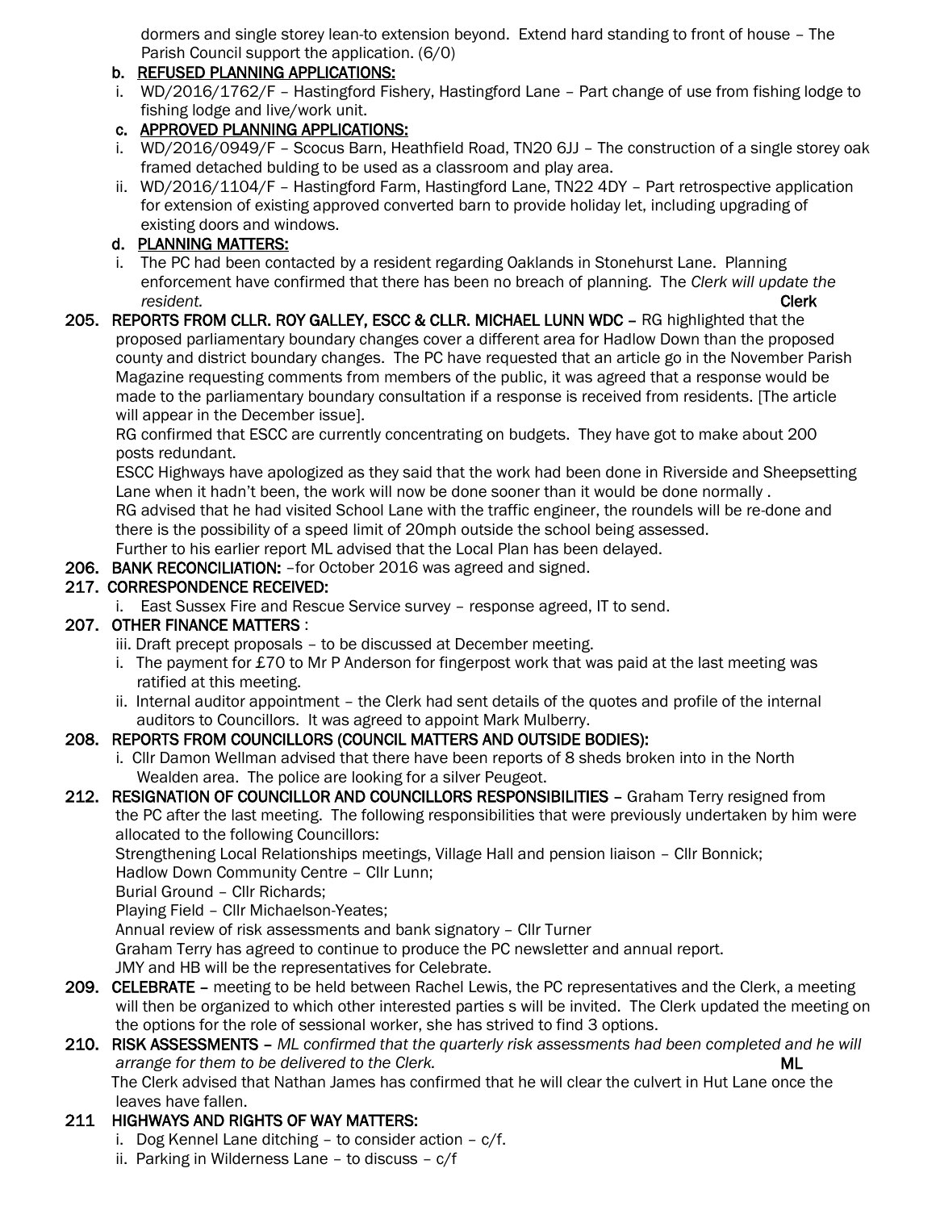dormers and single storey lean-to extension beyond. Extend hard standing to front of house – The Parish Council support the application. (6/0)

b. REFUSED PLANNING APPLICATIONS:

i. WD/2016/1762/F – Hastingford Fishery, Hastingford Lane – Part change of use from fishing lodge to fishing lodge and live/work unit.

c. APPROVED PLANNING APPLICATIONS:

i. WD/2016/0949/F – Scocus Barn, Heathfield Road, TN20 6JJ – The construction of a single storey oak framed detached bulding to be used as a classroom and play area.

ii. WD/2016/1104/F – Hastingford Farm, Hastingford Lane, TN22 4DY – Part retrospective application for extension of existing approved converted barn to provide holiday let, including upgrading of existing doors and windows.

d. PLANNING MATTERS:

i. The PC had been contacted by a resident regarding Oaklands in Stonehurst Lane. Planning enforcement have confirmed that there has been no breach of planning. The *Clerk will update the resident.* **Clerk**

**205. REPORTS FROM CLLR. ROY GALLEY, ESCC & CLLR. MICHAEL LUNN WDC –** RG highlighted that the proposed parliamentary boundary changes cover a different area for Hadlow Down than the proposed county and district boundary changes. The PC have requested that an article go in the November Parish Magazine requesting comments from members of the public, it was agreed that a response would be made to the parliamentary boundary consultation if a response is received from residents. [The article will appear in the December issue].

RG confirmed that ESCC are currently concentrating on budgets. They have got to make about 200 posts redundant.

ESCC Highways have apologized as they said that the work had been done in Riverside and Sheepsetting Lane when it hadn't been, the work will now be done sooner than it would be done normally .

RG advised that he had visited School Lane with the traffic engineer, the roundels will be re-done and there is the possibility of a speed limit of 20mph outside the school being assessed.

Further to his earlier report ML advised that the Local Plan has been delayed.

**206. BANK RECONCILIATION:** –for October 2016 was agreed and signed.

**217. CORRESPONDENCE RECEIVED:**

i. East Sussex Fire and Rescue Service survey – response agreed, IT to send.

**207. OTHER FINANCE MATTERS** :

iii. Draft precept proposals – to be discussed at December meeting.

i. The payment for £70 to Mr P Anderson for fingerpost work that was paid at the last meeting was ratified at this meeting.

ii. Internal auditor appointment – the Clerk had sent details of the quotes and profile of the internal auditors to Councillors. It was agreed to appoint Mark Mulberry.

**208. REPORTS FROM COUNCILLORS (COUNCIL MATTERS AND OUTSIDE BODIES):**

i. Cllr Damon Wellman advised that there have been reports of 8 sheds broken into in the North Wealden area. The police are looking for a silver Peugeot.

**212. RESIGNATION OF COUNCILLOR AND COUNCILLORS RESPONSIBILITIES –** Graham Terry resigned from the PC after the last meeting. The following responsibilities that were previously undertaken by him were allocated to the following Councillors:

Strengthening Local Relationships meetings, Village Hall and pension liaison – Cllr Bonnick;

Hadlow Down Community Centre – Cllr Lunn;

Burial Ground – Cllr Richards;

Playing Field – Cllr Michaelson-Yeates;

Annual review of risk assessments and bank signatory – Cllr Turner

Graham Terry has agreed to continue to produce the PC newsletter and annual report.

JMY and HB will be the representatives for Celebrate.

**209. CELEBRATE –** meeting to be held between Rachel Lewis, the PC representatives and the Clerk, a meeting will then be organized to which other interested parties s will be invited. The Clerk updated the meeting on the options for the role of sessional worker, she has strived to find 3 options.

**210. RISK ASSESSMENTS –** *ML confirmed that the quarterly risk assessments had been completed and he will arrange for them to be delivered to the Clerk.* **ML**

The Clerk advised that Nathan James has confirmed that he will clear the culvert in Hut Lane once the leaves have fallen.

**211 HIGHWAYS AND RIGHTS OF WAY MATTERS:**

i. Dog Kennel Lane ditching – to consider action – c/f.

ii. Parking in Wilderness Lane – to discuss – c/f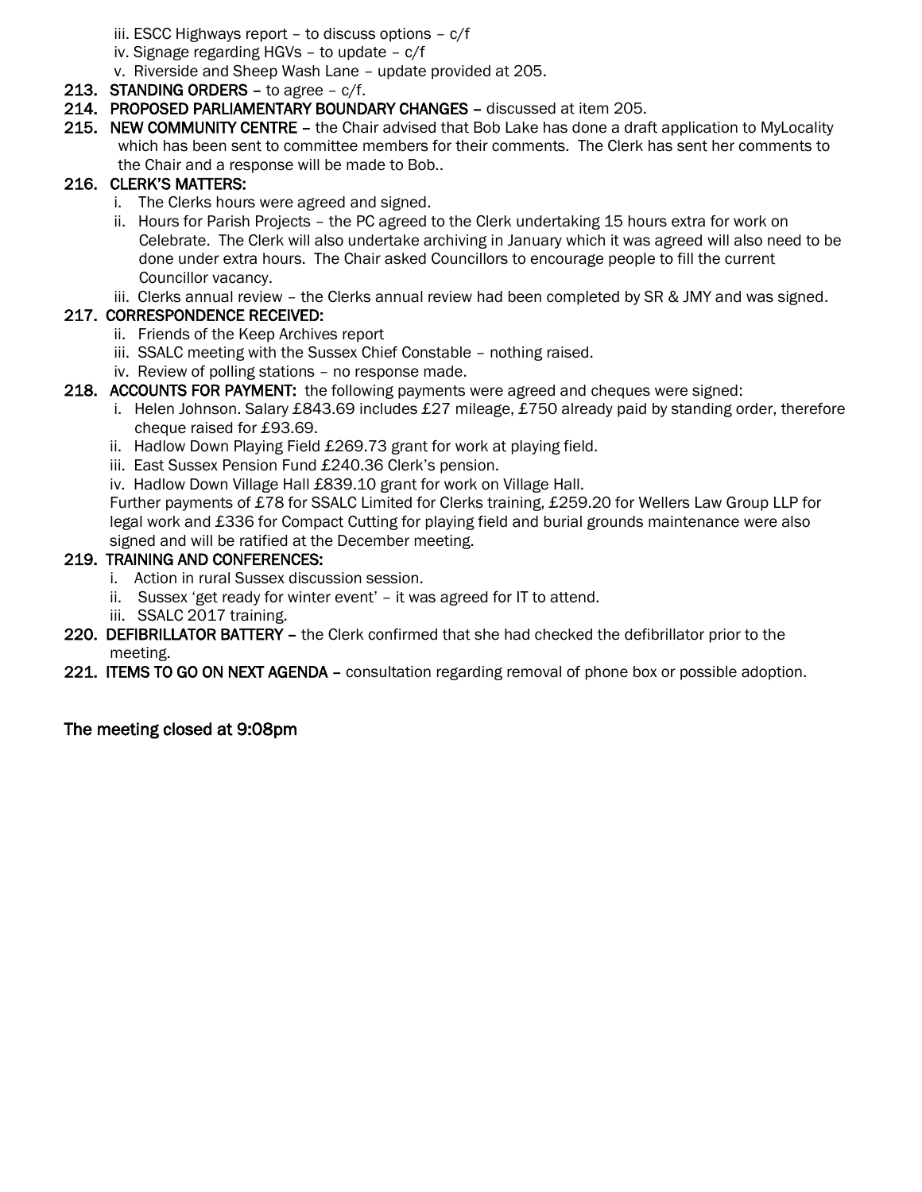iii. ESCC Highways report – to discuss options – c/f

iv. Signage regarding HGVs – to update – c/f

v. Riverside and Sheep Wash Lane – update provided at 205.

**213. STANDING ORDERS –** to agree – c/f.

**214. PROPOSED PARLIAMENTARY BOUNDARY CHANGES –** discussed at item 205.

**215. NEW COMMUNITY CENTRE –** the Chair advised that Bob Lake has done a draft application to MyLocality which has been sent to committee members for their comments. The Clerk has sent her comments to the Chair and a response will be made to Bob..

**216. CLERK'S MATTERS:**

i. The Clerks hours were agreed and signed.

ii. Hours for Parish Projects – the PC agreed to the Clerk undertaking 15 hours extra for work on Celebrate. The Clerk will also undertake archiving in January which it was agreed will also need to be done under extra hours. The Chair asked Councillors to encourage people to fill the current Councillor vacancy.

iii. Clerks annual review – the Clerks annual review had been completed by SR & JMY and was signed.

**217. CORRESPONDENCE RECEIVED:**

ii. Friends of the Keep Archives report

iii. SSALC meeting with the Sussex Chief Constable – nothing raised.

iv. Review of polling stations – no response made.

**218. ACCOUNTS FOR PAYMENT:** the following payments were agreed and cheques were signed:

i. Helen Johnson. Salary £843.69 includes £27 mileage, £750 already paid by standing order, therefore cheque raised for £93.69.

ii. Hadlow Down Playing Field £269.73 grant for work at playing field.

iii. East Sussex Pension Fund £240.36 Clerk's pension.

iv. Hadlow Down Village Hall £839.10 grant for work on Village Hall.

Further payments of £78 for SSALC Limited for Clerks training, £259.20 for Wellers Law Group LLP for legal work and £336 for Compact Cutting for playing field and burial grounds maintenance were also signed and will be ratified at the December meeting.

**219. TRAINING AND CONFERENCES:**

i. Action in rural Sussex discussion session.

ii. Sussex 'get ready for winter event' – it was agreed for IT to attend.

iii. SSALC 2017 training.

**220. DEFIBRILLATOR BATTERY –** the Clerk confirmed that she had checked the defibrillator prior to the meeting.

**221. ITEMS TO GO ON NEXT AGENDA –** consultation regarding removal of phone box or possible adoption.

**The meeting closed at 9:08pm**